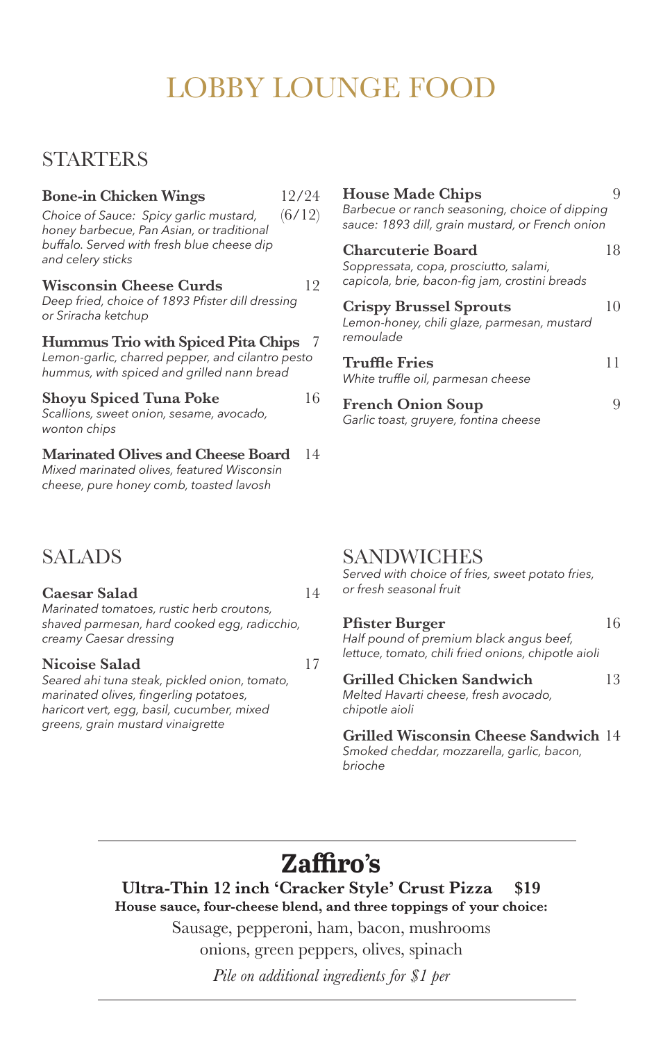# LOBBY LOUNGE FOOD

## STARTERS

**Bone-in Chicken Wings** 12/24 (6/12)
*Choice of Sauce: Spicy garlic mustard, honey barbecue, Pan Asian, or traditional buffalo. Served with fresh blue cheese dip and celery sticks*

**Wisconsin Cheese Curds** 12
*Deep fried, choice of 1893 Pfister dill dressing or Sriracha ketchup*

**Hummus Trio with Spiced Pita Chips** 7
*Lemon-garlic, charred pepper, and cilantro pesto hummus, with spiced and grilled nann bread*

**Shoyu Spiced Tuna Poke** 16
*Scallions, sweet onion, sesame, avocado, wonton chips*

**Marinated Olives and Cheese Board** 14
*Mixed marinated olives, featured Wisconsin cheese, pure honey comb, toasted lavosh*

**House Made Chips** 9
*Barbecue or ranch seasoning, choice of dipping sauce: 1893 dill, grain mustard, or French onion*

**Charcuterie Board** 18
*Soppressata, copa, prosciutto, salami, capicola, brie, bacon-fig jam, crostini breads*

**Crispy Brussel Sprouts** 10
*Lemon-honey, chili glaze, parmesan, mustard remoulade*

**Truffle Fries** 11
*White truffle oil, parmesan cheese*

**French Onion Soup** 9
*Garlic toast, gruyere, fontina cheese*

## SALADS

**Caesar Salad** 14
*Marinated tomatoes, rustic herb croutons, shaved parmesan, hard cooked egg, radicchio, creamy Caesar dressing*

**Nicoise Salad** 17
*Seared ahi tuna steak, pickled onion, tomato, marinated olives, fingerling potatoes, haricort vert, egg, basil, cucumber, mixed greens, grain mustard vinaigrette*

## SANDWICHES

*Served with choice of fries, sweet potato fries, or fresh seasonal fruit*

**Pfister Burger** 16
*Half pound of premium black angus beef, lettuce, tomato, chili fried onions, chipotle aioli*

**Grilled Chicken Sandwich** 13
*Melted Havarti cheese, fresh avocado, chipotle aioli*

**Grilled Wisconsin Cheese Sandwich** 14
*Smoked cheddar, mozzarella, garlic, bacon, brioche*

---

## Zaffiro's

**Ultra-Thin 12 inch 'Cracker Style' Crust Pizza $19**

**House sauce, four-cheese blend, and three toppings of your choice:**

Sausage, pepperoni, ham, bacon, mushrooms
onions, green peppers, olives, spinach

*Pile on additional ingredients for $1 per*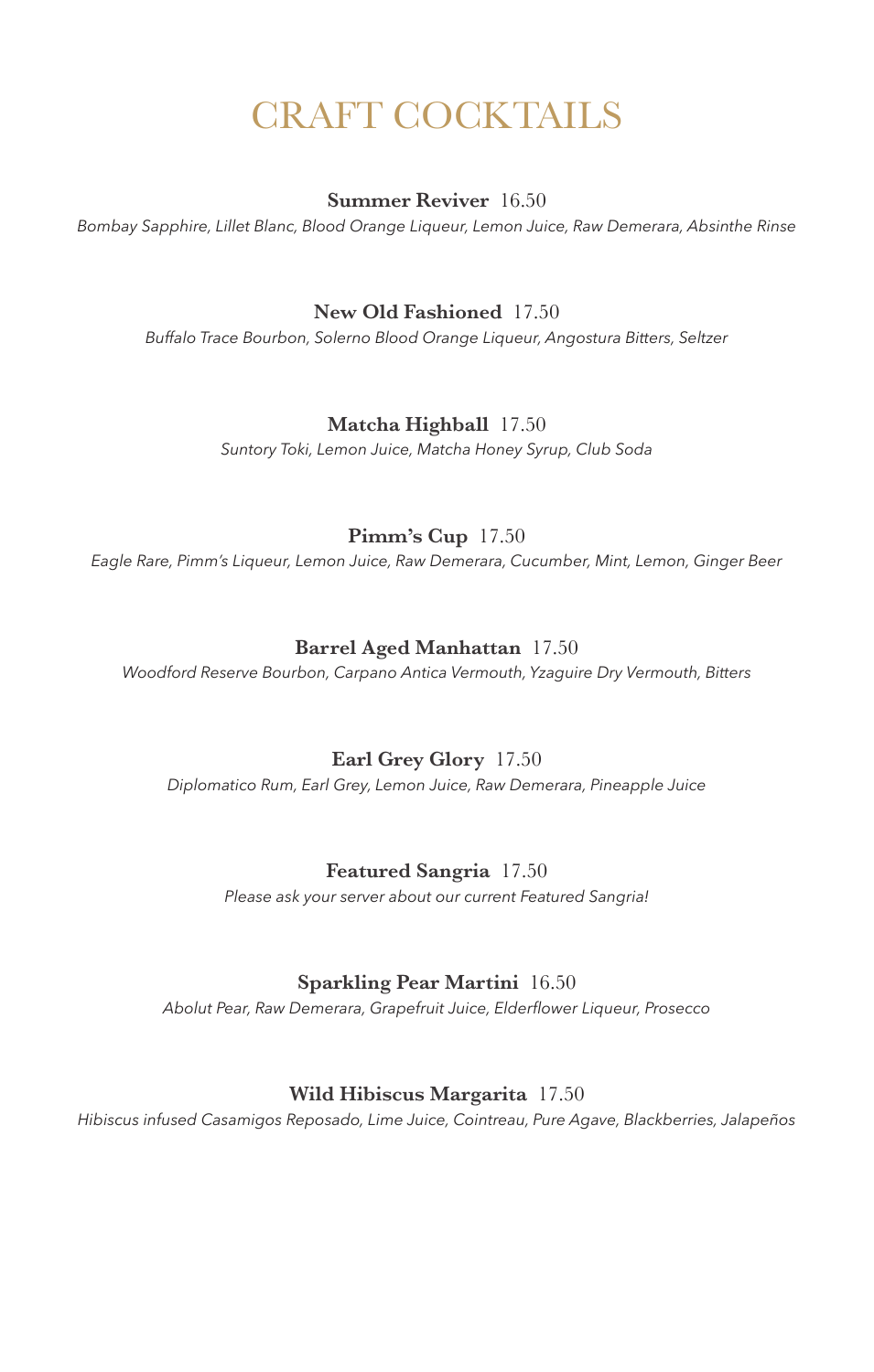# CRAFT COCKTAILS

**Summer Reviver** 16.50

*Bombay Sapphire, Lillet Blanc, Blood Orange Liqueur, Lemon Juice, Raw Demerara, Absinthe Rinse*

**New Old Fashioned** 17.50

*Buffalo Trace Bourbon, Solerno Blood Orange Liqueur, Angostura Bitters, Seltzer*

**Matcha Highball** 17.50

*Suntory Toki, Lemon Juice, Matcha Honey Syrup, Club Soda*

**Pimm's Cup** 17.50

*Eagle Rare, Pimm's Liqueur, Lemon Juice, Raw Demerara, Cucumber, Mint, Lemon, Ginger Beer*

**Barrel Aged Manhattan** 17.50

*Woodford Reserve Bourbon, Carpano Antica Vermouth, Yzaguire Dry Vermouth, Bitters*

**Earl Grey Glory** 17.50

*Diplomatico Rum, Earl Grey, Lemon Juice, Raw Demerara, Pineapple Juice*

**Featured Sangria** 17.50

*Please ask your server about our current Featured Sangria!*

**Sparkling Pear Martini** 16.50

*Abolut Pear, Raw Demerara, Grapefruit Juice, Elderflower Liqueur, Prosecco*

**Wild Hibiscus Margarita** 17.50

*Hibiscus infused Casamigos Reposado, Lime Juice, Cointreau, Pure Agave, Blackberries, Jalapeños*